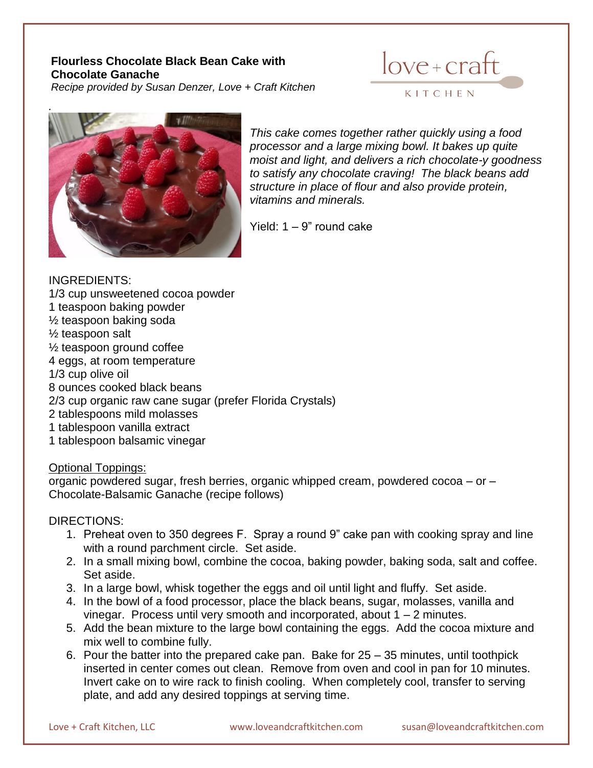# Flourless Chocolate Black Bean Cake with Chocolate Ganache

*Recipe provided by Susan Denzer, Love + Craft Kitchen*

*This cake comes together rather quickly using a food processor and a large mixing bowl. It bakes up quite moist and light, and delivers a rich chocolate-y goodness to satisfy any chocolate craving! The black beans add structure in place of flour and also provide protein, vitamins and minerals.*

Yield: 1 – 9" round cake

INGREDIENTS:

1/3 cup unsweetened cocoa powder
1 teaspoon baking powder
½ teaspoon baking soda
½ teaspoon salt
½ teaspoon ground coffee
4 eggs, at room temperature
1/3 cup olive oil
8 ounces cooked black beans
2/3 cup organic raw cane sugar (prefer Florida Crystals)
2 tablespoons mild molasses
1 tablespoon vanilla extract
1 tablespoon balsamic vinegar

Optional Toppings:

organic powdered sugar, fresh berries, organic whipped cream, powdered cocoa – or – Chocolate-Balsamic Ganache (recipe follows)

DIRECTIONS:

1. Preheat oven to 350 degrees F. Spray a round 9" cake pan with cooking spray and line with a round parchment circle. Set aside.
2. In a small mixing bowl, combine the cocoa, baking powder, baking soda, salt and coffee. Set aside.
3. In a large bowl, whisk together the eggs and oil until light and fluffy. Set aside.
4. In the bowl of a food processor, place the black beans, sugar, molasses, vanilla and vinegar. Process until very smooth and incorporated, about 1 – 2 minutes.
5. Add the bean mixture to the large bowl containing the eggs. Add the cocoa mixture and mix well to combine fully.
6. Pour the batter into the prepared cake pan. Bake for 25 – 35 minutes, until toothpick inserted in center comes out clean. Remove from oven and cool in pan for 10 minutes. Invert cake on to wire rack to finish cooling. When completely cool, transfer to serving plate, and add any desired toppings at serving time.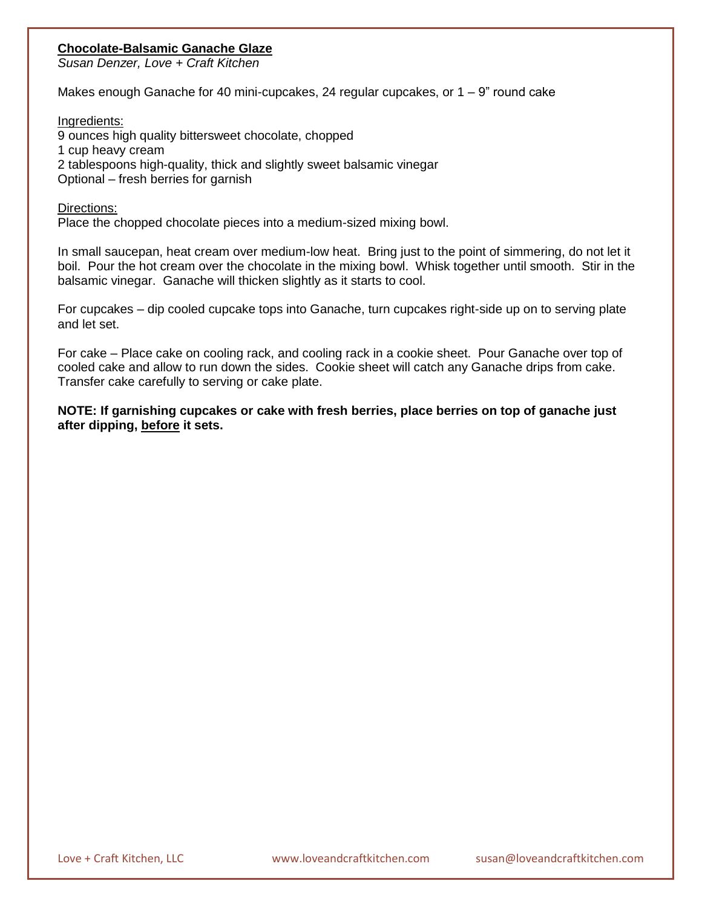**<u>Chocolate-Balsamic Ganache Glaze</u>**

*Susan Denzer, Love + Craft Kitchen*

Makes enough Ganache for 40 mini-cupcakes, 24 regular cupcakes, or 1 – 9" round cake

<u>Ingredients:</u>

9 ounces high quality bittersweet chocolate, chopped
1 cup heavy cream
2 tablespoons high-quality, thick and slightly sweet balsamic vinegar
Optional – fresh berries for garnish

<u>Directions:</u>

Place the chopped chocolate pieces into a medium-sized mixing bowl.

In small saucepan, heat cream over medium-low heat. Bring just to the point of simmering, do not let it boil. Pour the hot cream over the chocolate in the mixing bowl. Whisk together until smooth. Stir in the balsamic vinegar. Ganache will thicken slightly as it starts to cool.

For cupcakes – dip cooled cupcake tops into Ganache, turn cupcakes right-side up on to serving plate and let set.

For cake – Place cake on cooling rack, and cooling rack in a cookie sheet. Pour Ganache over top of cooled cake and allow to run down the sides. Cookie sheet will catch any Ganache drips from cake. Transfer cake carefully to serving or cake plate.

**NOTE: If garnishing cupcakes or cake with fresh berries, place berries on top of ganache just after dipping, <u>before</u> it sets.**